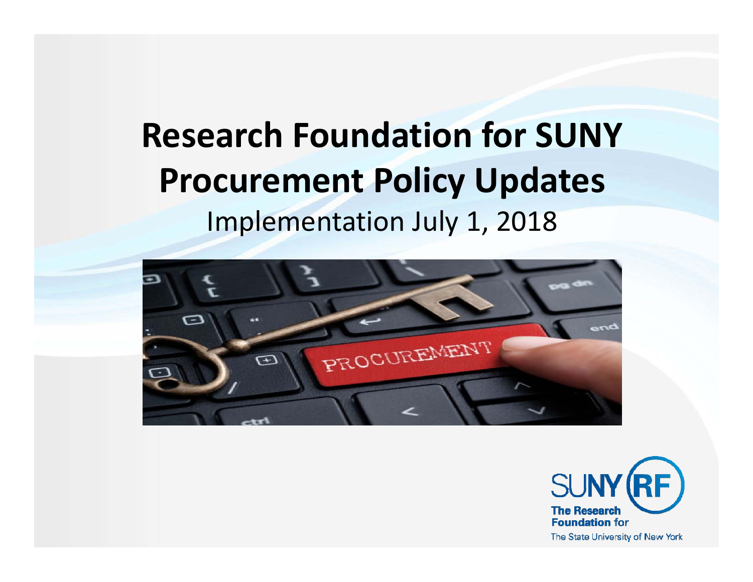# Research Foundation for SUNY Procurement Policy Updates

Implementation July 1, 2018

SUNY RF
The Research Foundation for The State University of New York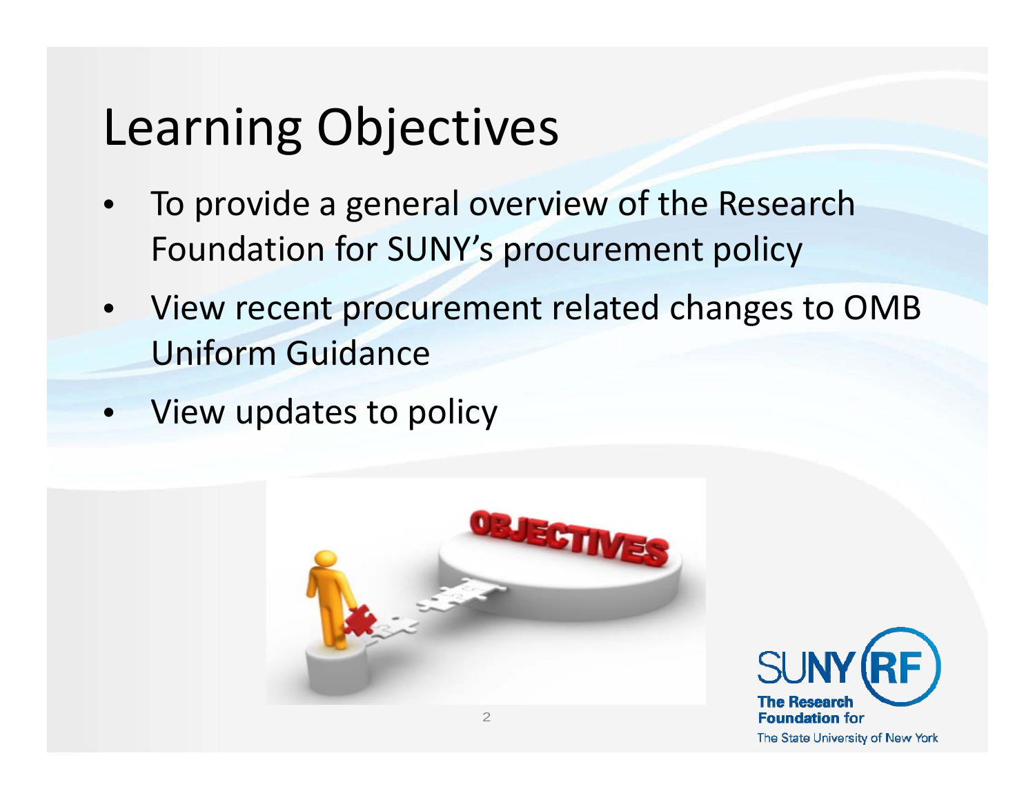# Learning Objectives

- To provide a general overview of the Research Foundation for SUNY's procurement policy
- View recent procurement related changes to OMB Uniform Guidance
- View updates to policy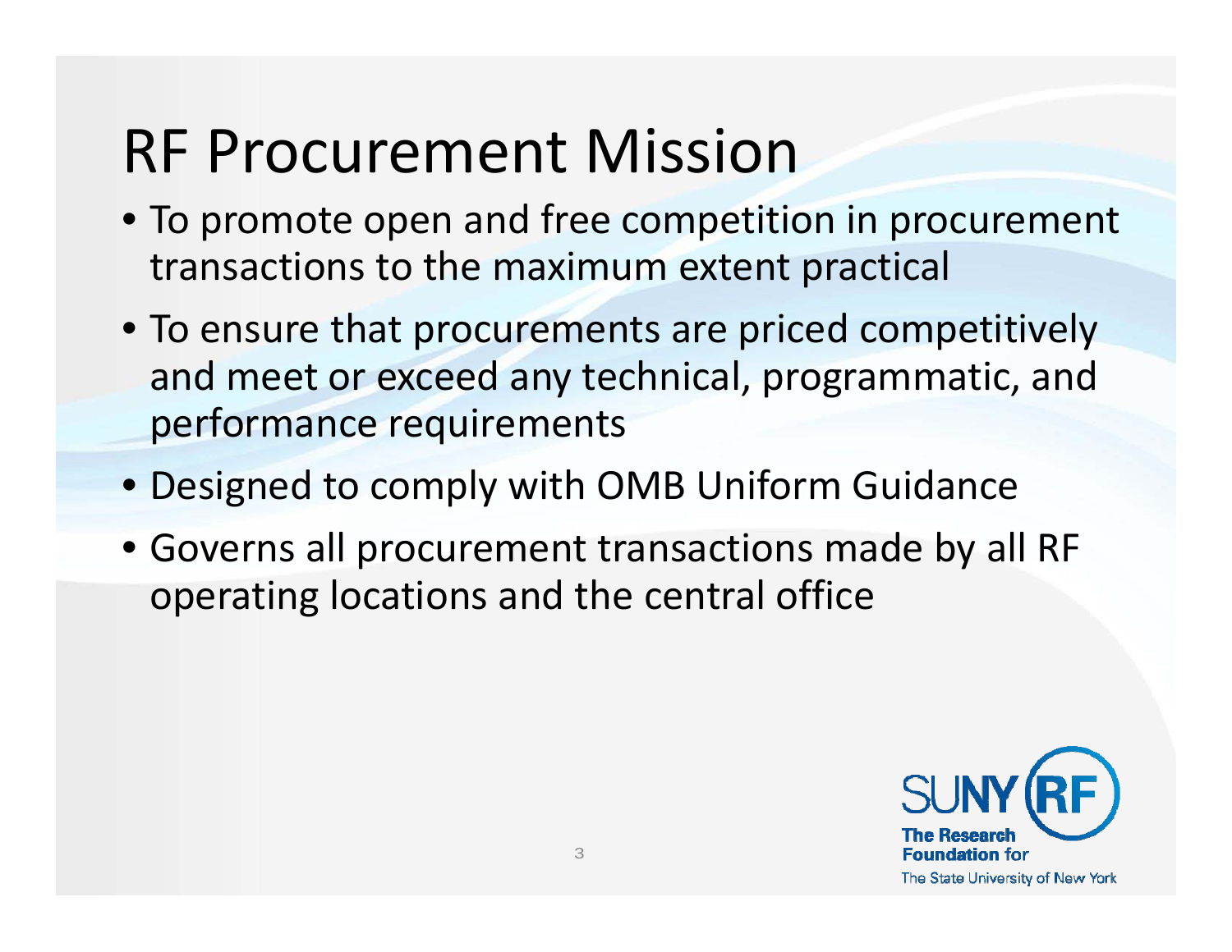# RF Procurement Mission

- To promote open and free competition in procurement transactions to the maximum extent practical
- To ensure that procurements are priced competitively and meet or exceed any technical, programmatic, and performance requirements
- Designed to comply with OMB Uniform Guidance
- Governs all procurement transactions made by all RF operating locations and the central office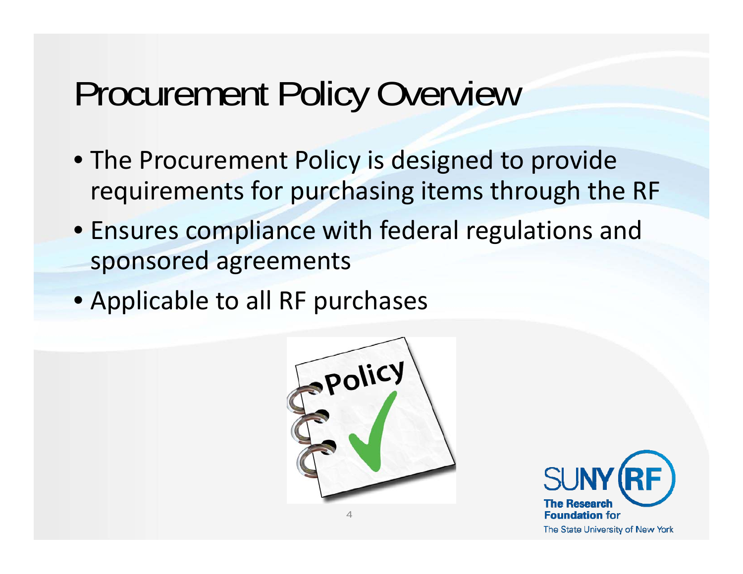# Procurement Policy Overview

- The Procurement Policy is designed to provide requirements for purchasing items through the RF
- Ensures compliance with federal regulations and sponsored agreements
- Applicable to all RF purchases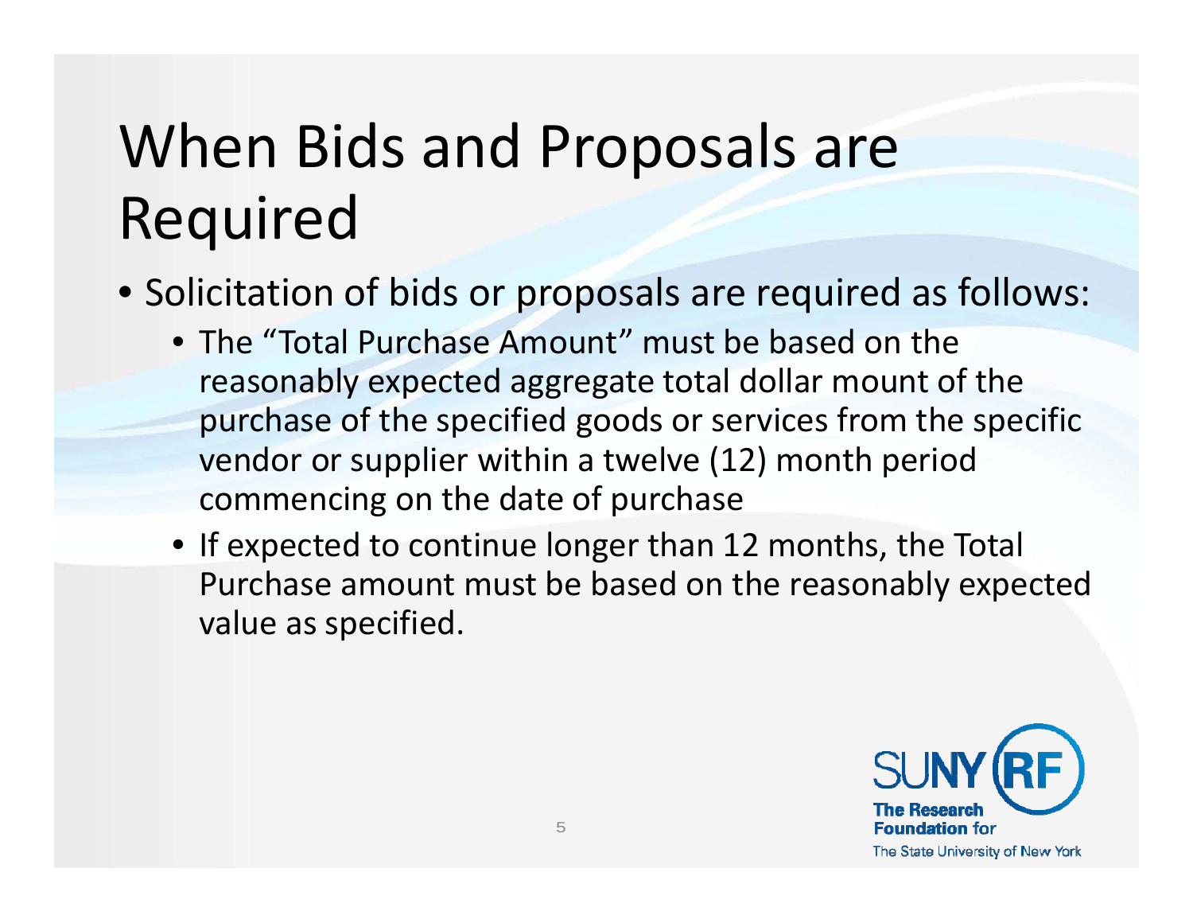# When Bids and Proposals are Required

- Solicitation of bids or proposals are required as follows:
  - The "Total Purchase Amount" must be based on the reasonably expected aggregate total dollar mount of the purchase of the specified goods or services from the specific vendor or supplier within a twelve (12) month period commencing on the date of purchase
  - If expected to continue longer than 12 months, the Total Purchase amount must be based on the reasonably expected value as specified.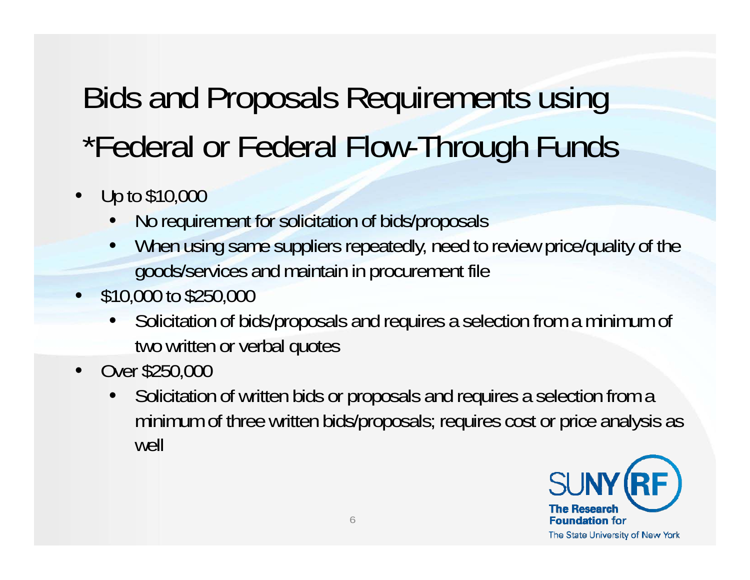# Bids and Proposals Requirements using *Federal or Federal Flow-Through Funds

- Up to $10,000
  - No requirement for solicitation of bids/proposals
  - When using same suppliers repeatedly, need to review price/quality of the goods/services and maintain in procurement file
- $10,000 to $250,000
  - Solicitation of bids/proposals and requires a selection from a minimum of two written or verbal quotes
- Over $250,000
  - Solicitation of written bids or proposals and requires a selection from a minimum of three written bids/proposals; requires cost or price analysis as well

SUNY RF
The Research Foundation for The State University of New York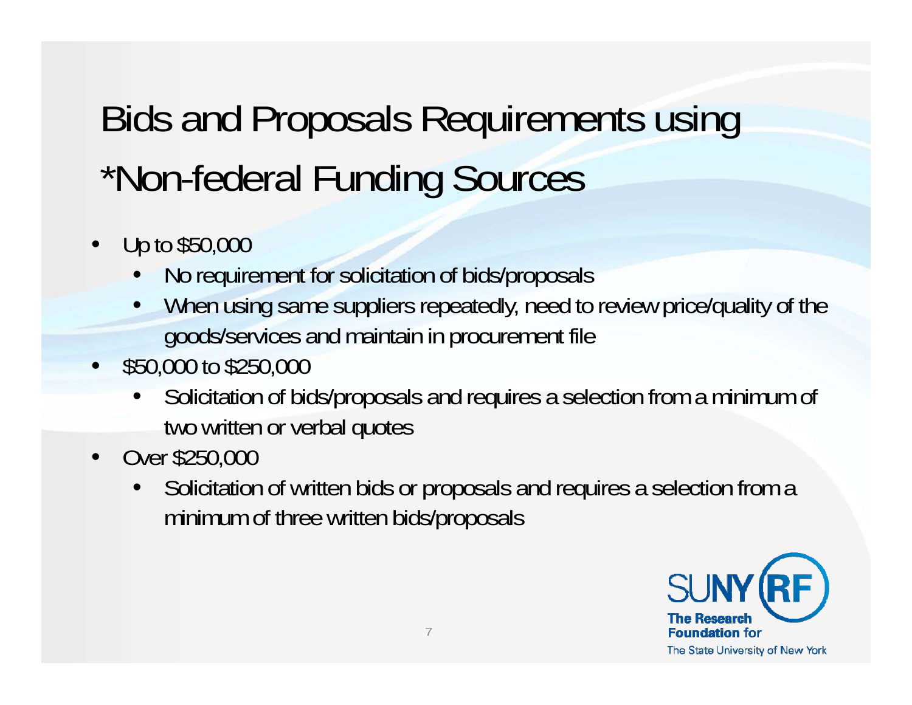# Bids and Proposals Requirements using *Non-federal Funding Sources

- Up to $50,000
  - No requirement for solicitation of bids/proposals
  - When using same suppliers repeatedly, need to review price/quality of the goods/services and maintain in procurement file
- $50,000 to $250,000
  - Solicitation of bids/proposals and requires a selection from a minimum of two written or verbal quotes
- Over $250,000
  - Solicitation of written bids or proposals and requires a selection from a minimum of three written bids/proposals

SUNY RF
The Research Foundation for The State University of New York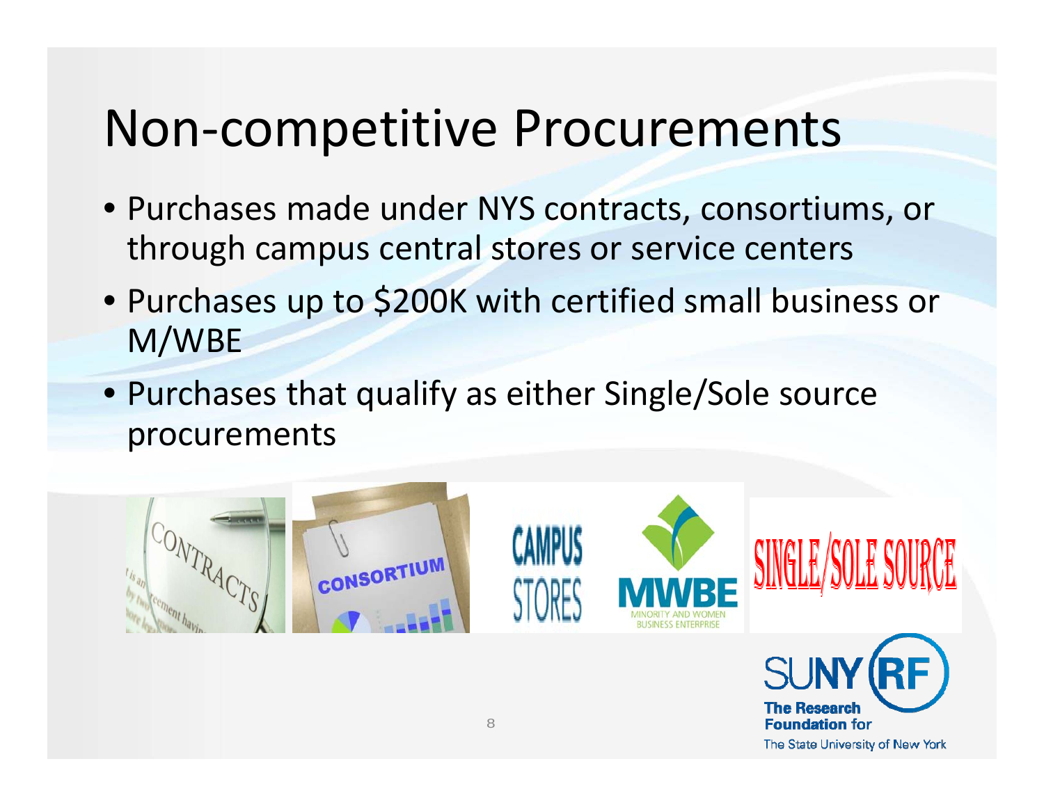# Non-competitive Procurements

- Purchases made under NYS contracts, consortiums, or through campus central stores or service centers
- Purchases up to $200K with certified small business or M/WBE
- Purchases that qualify as either Single/Sole source procurements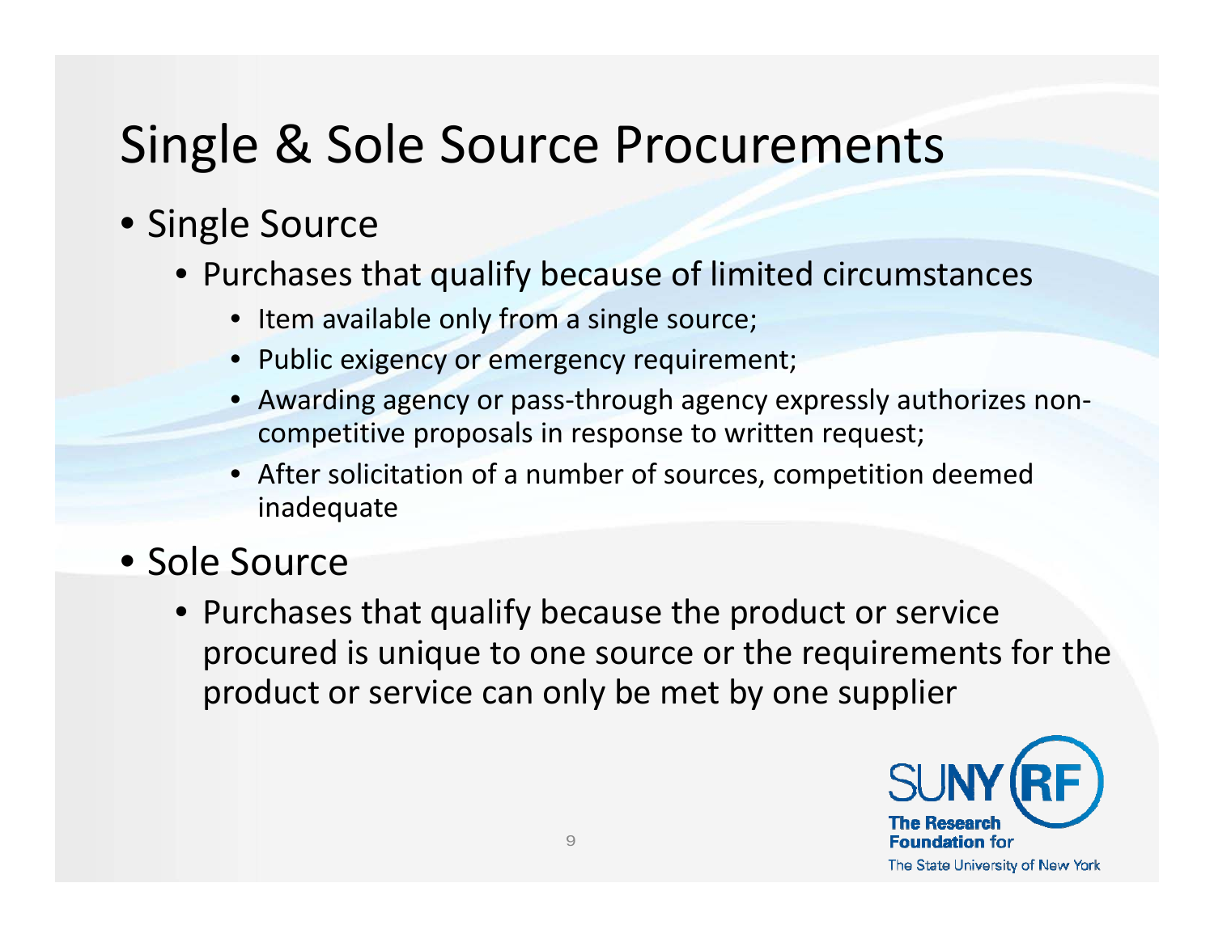# Single & Sole Source Procurements

- Single Source
  - Purchases that qualify because of limited circumstances
    - Item available only from a single source;
    - Public exigency or emergency requirement;
    - Awarding agency or pass-through agency expressly authorizes non-competitive proposals in response to written request;
    - After solicitation of a number of sources, competition deemed inadequate
- Sole Source
  - Purchases that qualify because the product or service procured is unique to one source or the requirements for the product or service can only be met by one supplier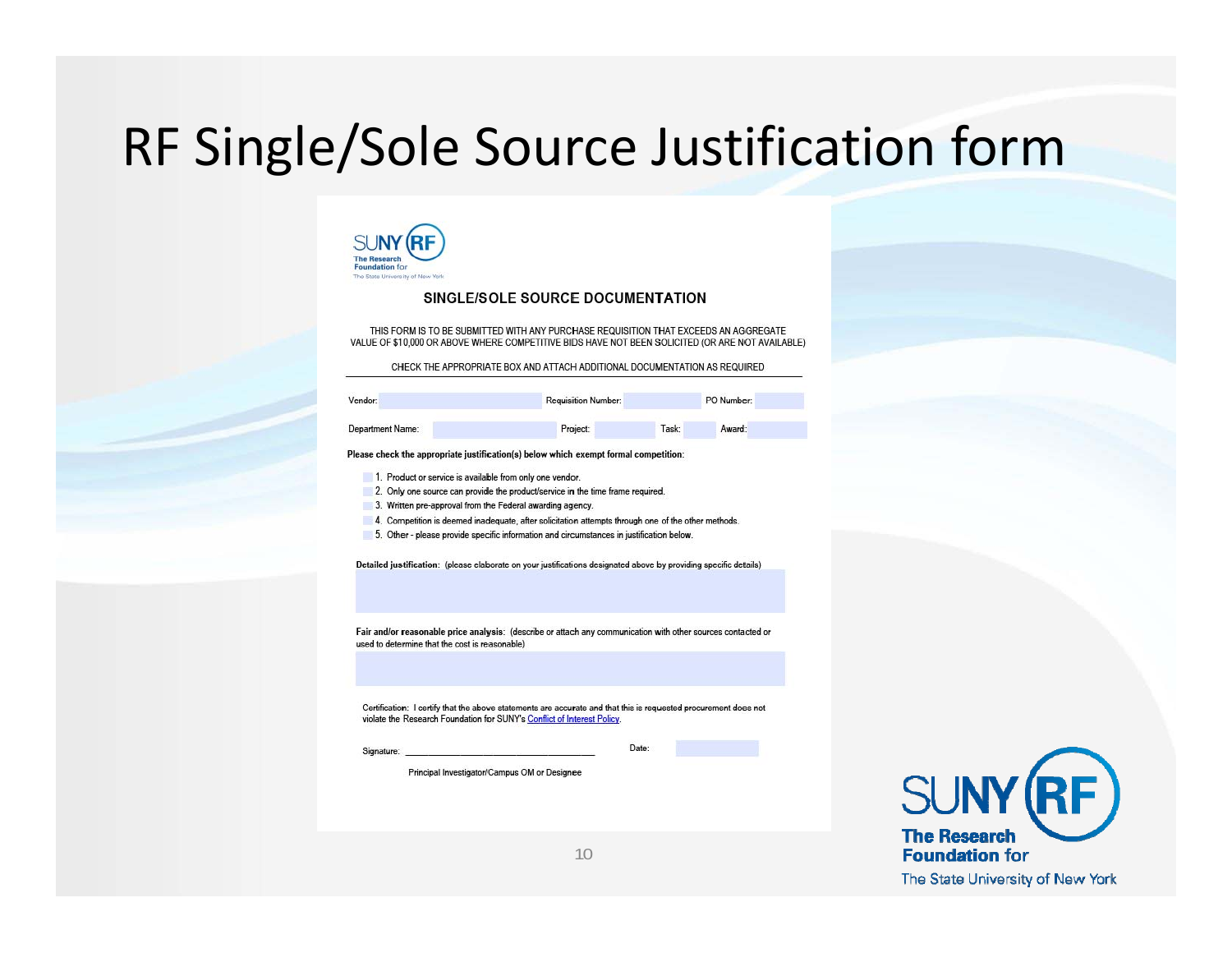# RF Single/Sole Source Justification form

SUNY RF
The Research Foundation for
The State University of New York

## SINGLE/SOLE SOURCE DOCUMENTATION

THIS FORM IS TO BE SUBMITTED WITH ANY PURCHASE REQUISITION THAT EXCEEDS AN AGGREGATE VALUE OF $10,000 OR ABOVE WHERE COMPETITIVE BIDS HAVE NOT BEEN SOLICITED (OR ARE NOT AVAILABLE)

CHECK THE APPROPRIATE BOX AND ATTACH ADDITIONAL DOCUMENTATION AS REQUIRED

Vendor: ____ Requisition Number: ____ PO Number: ____

Department Name: ____ Project: ____ Task: ____ Award: ____

**Please check the appropriate justification(s) below which exempt formal competition:**

- ☐ 1. Product or service is available from only one vendor.
- ☐ 2. Only one source can provide the product/service in the time frame required.
- ☐ 3. Written pre-approval from the Federal awarding agency.
- ☐ 4. Competition is deemed inadequate, after solicitation attempts through one of the other methods.
- ☐ 5. Other - please provide specific information and circumstances in justification below.

**Detailed justification:** (please elaborate on your justifications designated above by providing specific details)

**Fair and/or reasonable price analysis:** (describe or attach any communication with other sources contacted or used to determine that the cost is reasonable)

Certification: I certify that the above statements are accurate and that this is requested procurement does not violate the Research Foundation for SUNY's Conflict of Interest Policy.

Signature: ______________________ Date: ____

Principal Investigator/Campus OM or Designee

SUNY RF
The Research Foundation for
The State University of New York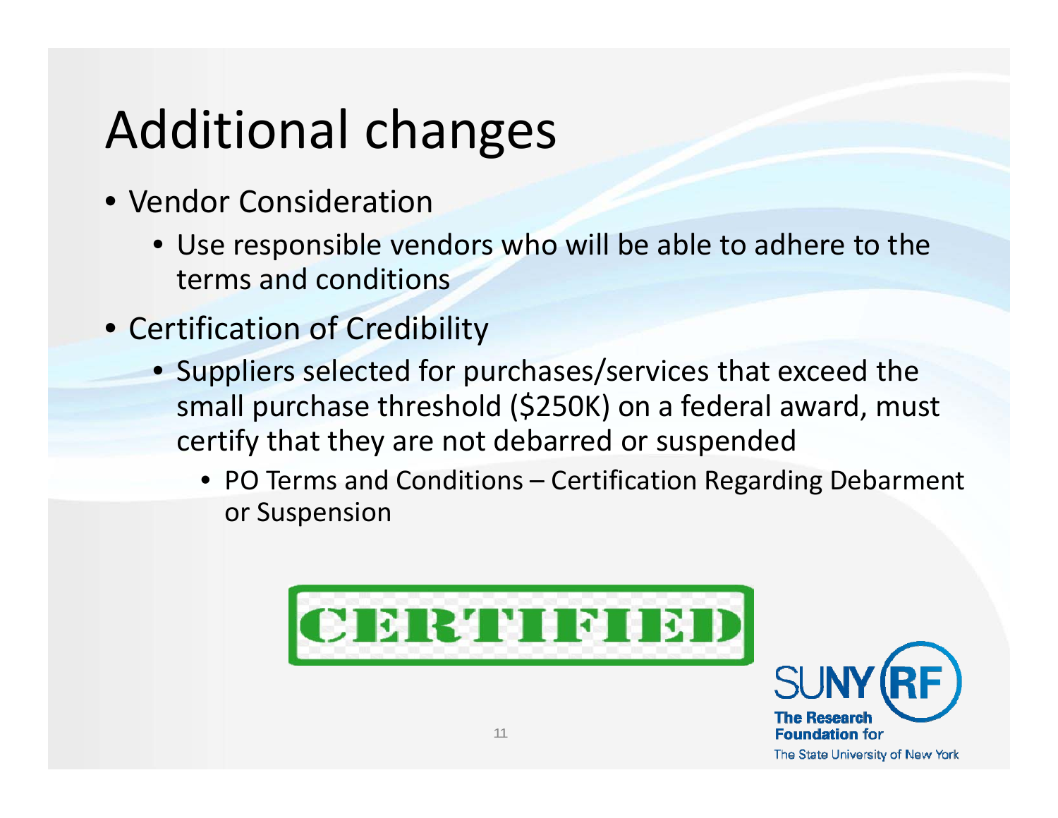# Additional changes

- Vendor Consideration
  - Use responsible vendors who will be able to adhere to the terms and conditions
- Certification of Credibility
  - Suppliers selected for purchases/services that exceed the small purchase threshold ($250K) on a federal award, must certify that they are not debarred or suspended
    - PO Terms and Conditions – Certification Regarding Debarment or Suspension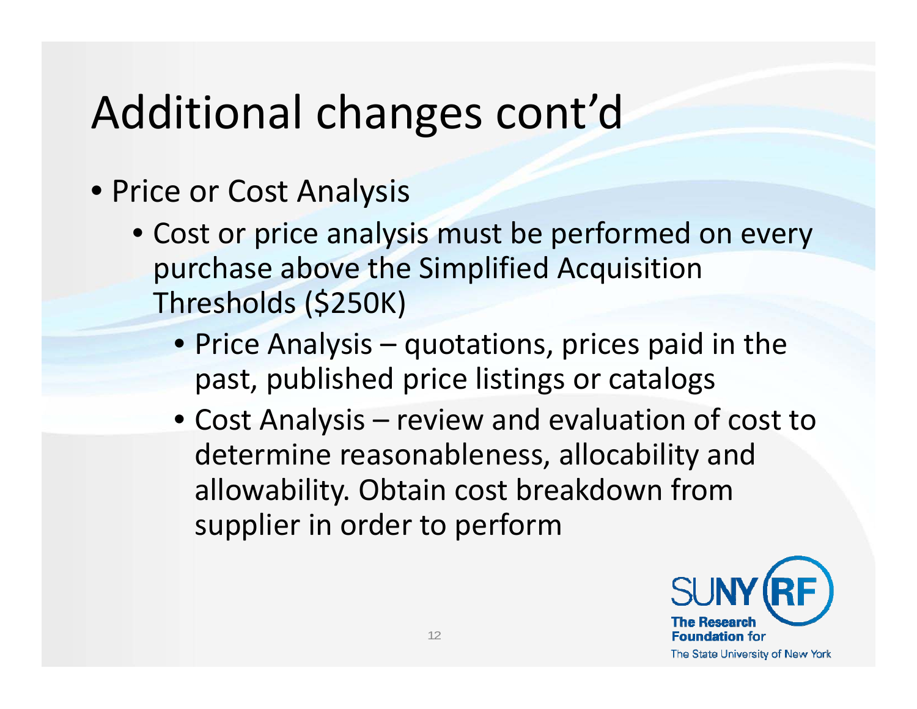# Additional changes cont'd

- Price or Cost Analysis
  - Cost or price analysis must be performed on every purchase above the Simplified Acquisition Thresholds ($250K)
    - Price Analysis – quotations, prices paid in the past, published price listings or catalogs
    - Cost Analysis – review and evaluation of cost to determine reasonableness, allocability and allowability. Obtain cost breakdown from supplier in order to perform

SUNY RF
The Research Foundation for The State University of New York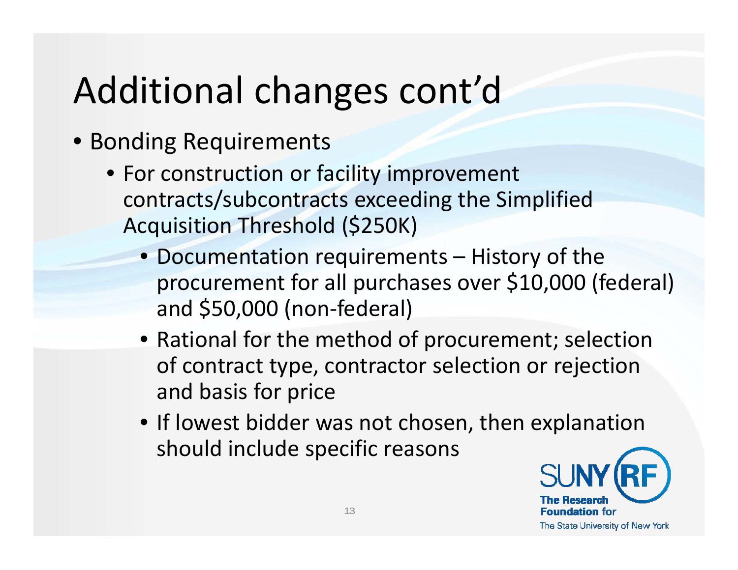# Additional changes cont'd

- Bonding Requirements
  - For construction or facility improvement contracts/subcontracts exceeding the Simplified Acquisition Threshold ($250K)
    - Documentation requirements – History of the procurement for all purchases over $10,000 (federal) and $50,000 (non-federal)
    - Rational for the method of procurement; selection of contract type, contractor selection or rejection and basis for price
    - If lowest bidder was not chosen, then explanation should include specific reasons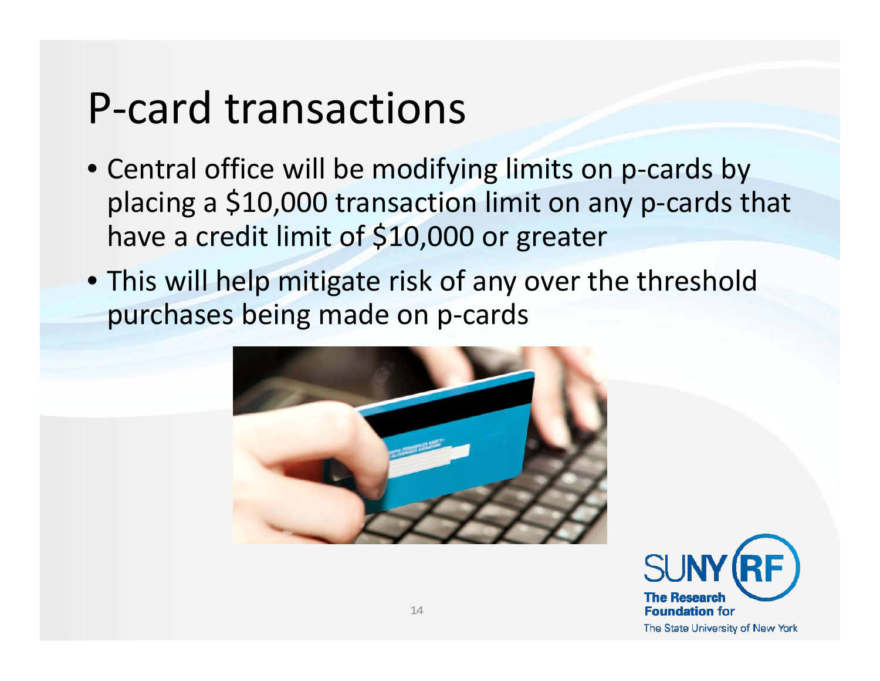# P-card transactions

- Central office will be modifying limits on p-cards by placing a $10,000 transaction limit on any p-cards that have a credit limit of $10,000 or greater
- This will help mitigate risk of any over the threshold purchases being made on p-cards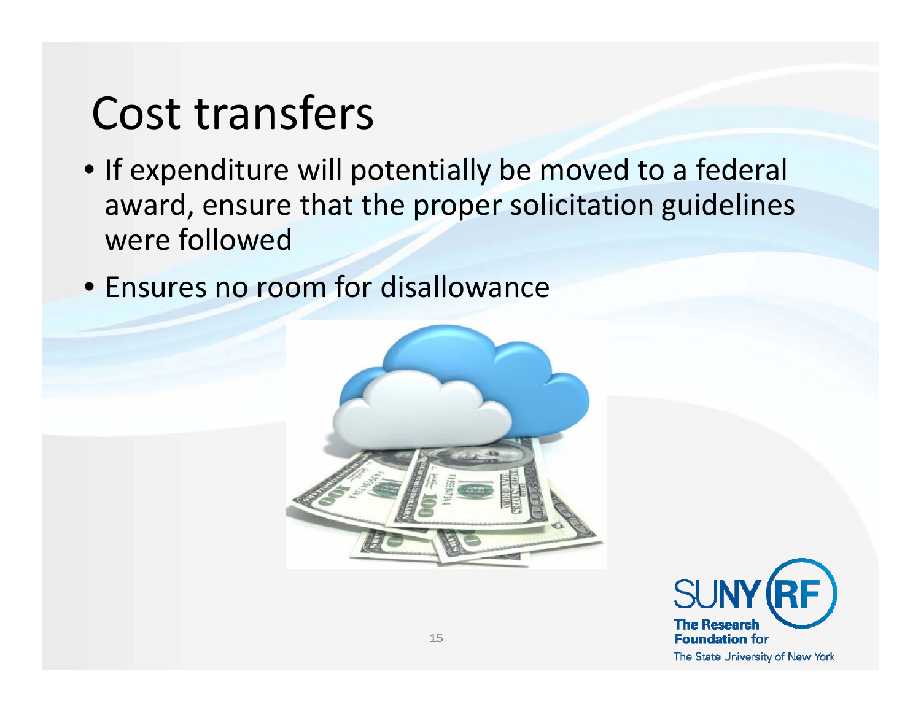# Cost transfers

- If expenditure will potentially be moved to a federal award, ensure that the proper solicitation guidelines were followed
- Ensures no room for disallowance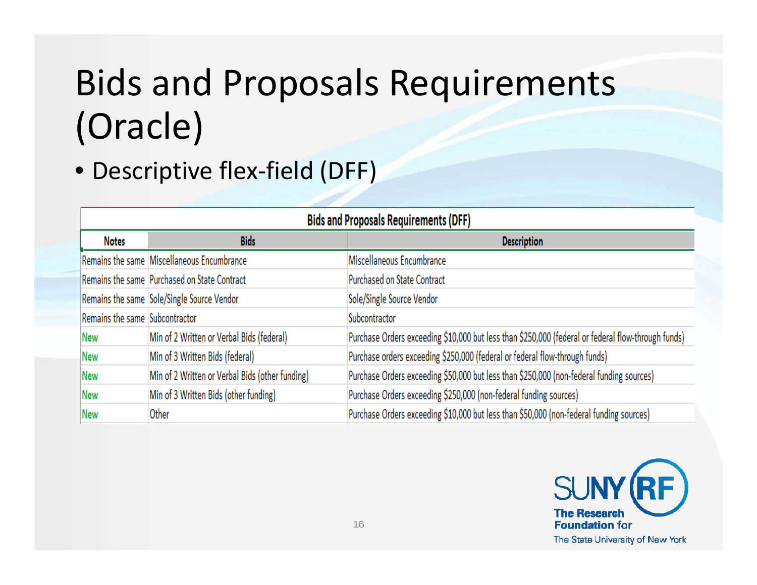# Bids and Proposals Requirements (Oracle)

- Descriptive flex-field (DFF)

**Bids and Proposals Requirements (DFF)**

| Notes | Bids | Description |
|---|---|---|
| Remains the same | Miscellaneous Encumbrance | Miscellaneous Encumbrance |
| Remains the same | Purchased on State Contract | Purchased on State Contract |
| Remains the same | Sole/Single Source Vendor | Sole/Single Source Vendor |
| Remains the same | Subcontractor | Subcontractor |
| New | Min of 2 Written or Verbal Bids (federal) | Purchase Orders exceeding $10,000 but less than $250,000 (federal or federal flow-through funds) |
| New | Min of 3 Written Bids (federal) | Purchase orders exceeding $250,000 (federal or federal flow-through funds) |
| New | Min of 2 Written or Verbal Bids (other funding) | Purchase Orders exceeding $50,000 but less than $250,000 (non-federal funding sources) |
| New | Min of 3 Written Bids (other funding) | Purchase Orders exceeding $250,000 (non-federal funding sources) |
| New | Other | Purchase Orders exceeding $10,000 but less than $50,000 (non-federal funding sources) |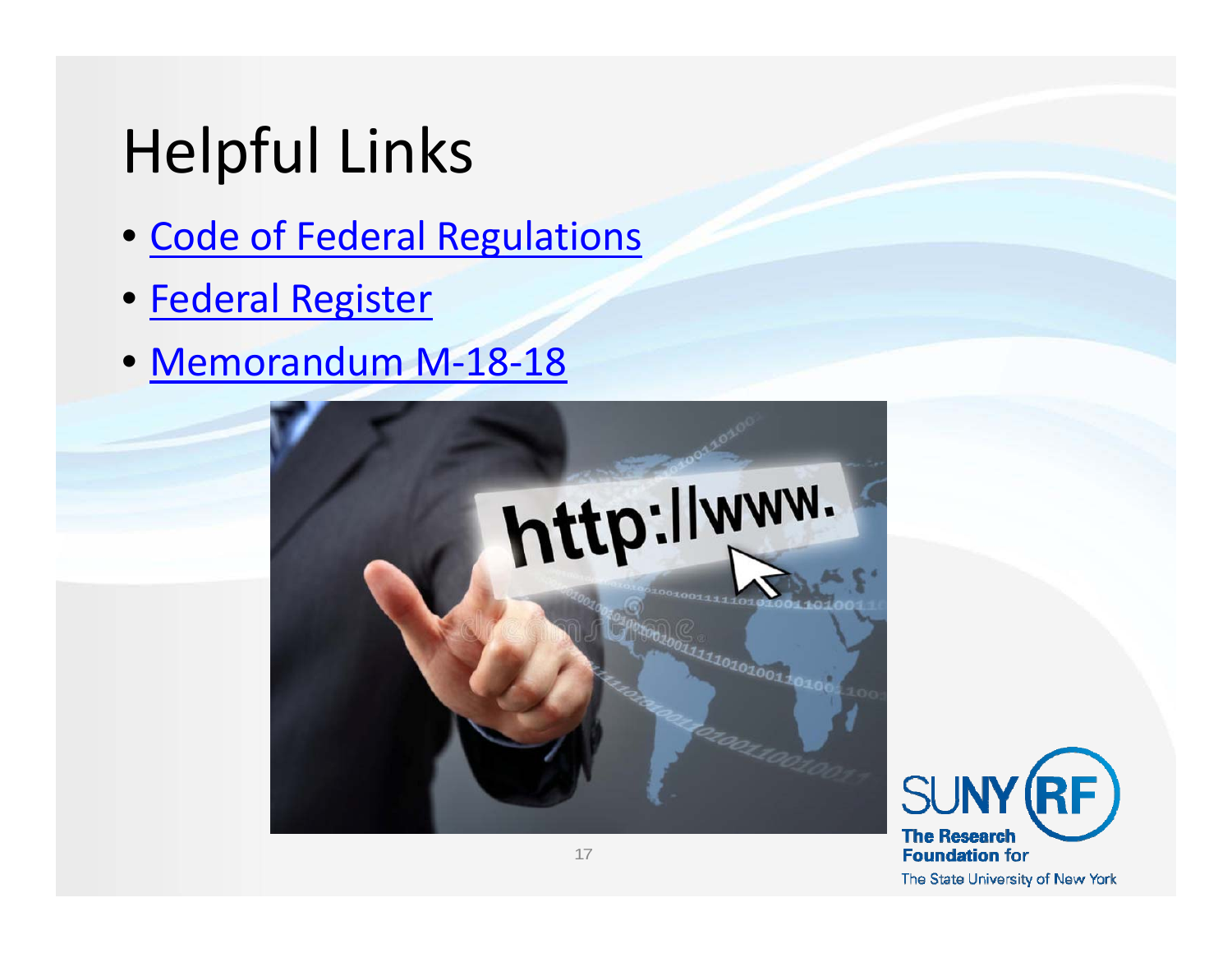# Helpful Links

- Code of Federal Regulations
- Federal Register
- Memorandum M-18-18